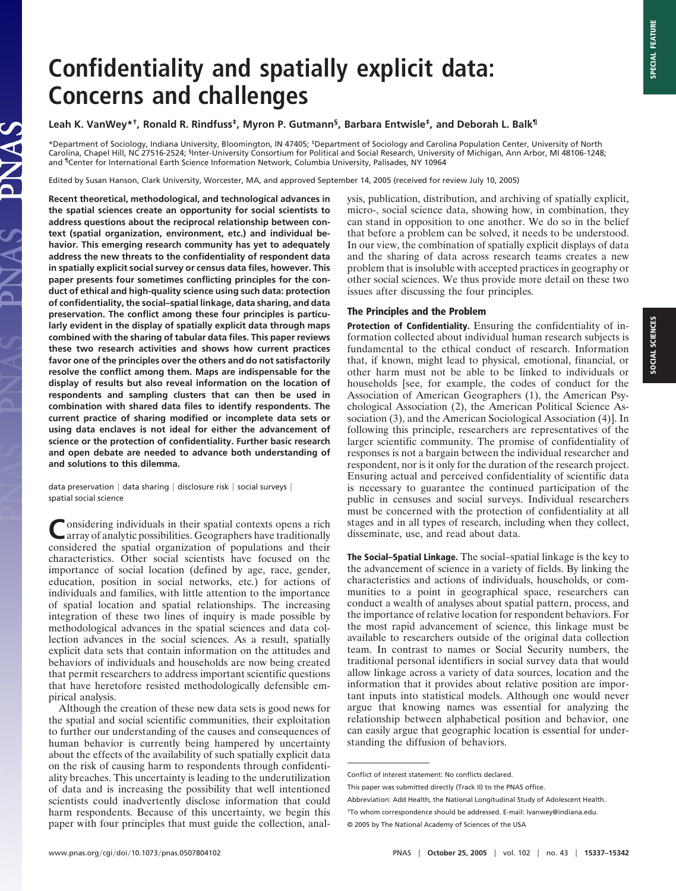# Confidentiality and spatially explicit data: Concerns and challenges

**Leah K. VanWey*[†], Ronald R. Rindfuss[‡], Myron P. Gutmann[§], Barbara Entwisle[‡], and Deborah L. Balk[¶]**

*Department of Sociology, Indiana University, Bloomington, IN 47405; [‡]Department of Sociology and Carolina Population Center, University of North Carolina, Chapel Hill, NC 27516-2524; [§]Inter-University Consortium for Political and Social Research, University of Michigan, Ann Arbor, MI 48106-1248; and [¶]Center for International Earth Science Information Network, Columbia University, Palisades, NY 10964

Edited by Susan Hanson, Clark University, Worcester, MA, and approved September 14, 2005 (received for review July 10, 2005)

**Recent theoretical, methodological, and technological advances in the spatial sciences create an opportunity for social scientists to address questions about the reciprocal relationship between context (spatial organization, environment, etc.) and individual behavior. This emerging research community has yet to adequately address the new threats to the confidentiality of respondent data in spatially explicit social survey or census data files, however. This paper presents four sometimes conflicting principles for the conduct of ethical and high-quality science using such data: protection of confidentiality, the social–spatial linkage, data sharing, and data preservation. The conflict among these four principles is particularly evident in the display of spatially explicit data through maps combined with the sharing of tabular data files. This paper reviews these two research activities and shows how current practices favor one of the principles over the others and do not satisfactorily resolve the conflict among them. Maps are indispensable for the display of results but also reveal information on the location of respondents and sampling clusters that can then be used in combination with shared data files to identify respondents. The current practice of sharing modified or incomplete data sets or using data enclaves is not ideal for either the advancement of science or the protection of confidentiality. Further basic research and open debate are needed to advance both understanding of and solutions to this dilemma.**

data preservation | data sharing | disclosure risk | social surveys | spatial social science

Considering individuals in their spatial contexts opens a rich array of analytic possibilities. Geographers have traditionally considered the spatial organization of populations and their characteristics. Other social scientists have focused on the importance of social location (defined by age, race, gender, education, position in social networks, etc.) for actions of individuals and families, with little attention to the importance of spatial location and spatial relationships. The increasing integration of these two lines of inquiry is made possible by methodological advances in the spatial sciences and data collection advances in the social sciences. As a result, spatially explicit data sets that contain information on the attitudes and behaviors of individuals and households are now being created that permit researchers to address important scientific questions that have heretofore resisted methodologically defensible empirical analysis.

Although the creation of these new data sets is good news for the spatial and social scientific communities, their exploitation to further our understanding of the causes and consequences of human behavior is currently being hampered by uncertainty about the effects of the availability of such spatially explicit data on the risk of causing harm to respondents through confidentiality breaches. This uncertainty is leading to the underutilization of data and is increasing the possibility that well intentioned scientists could inadvertently disclose information that could harm respondents. Because of this uncertainty, we begin this paper with four principles that must guide the collection, analysis, publication, distribution, and archiving of spatially explicit, micro-, social science data, showing how, in combination, they can stand in opposition to one another. We do so in the belief that before a problem can be solved, it needs to be understood. In our view, the combination of spatially explicit displays of data and the sharing of data across research teams creates a new problem that is insoluble with accepted practices in geography or other social sciences. We thus provide more detail on these two issues after discussing the four principles.

## The Principles and the Problem

**Protection of Confidentiality.** Ensuring the confidentiality of information collected about individual human research subjects is fundamental to the ethical conduct of research. Information that, if known, might lead to physical, emotional, financial, or other harm must not be able to be linked to individuals or households [see, for example, the codes of conduct for the Association of American Geographers (1), the American Psychological Association (2), the American Political Science Association (3), and the American Sociological Association (4)]. In following this principle, researchers are representatives of the larger scientific community. The promise of confidentiality of responses is not a bargain between the individual researcher and respondent, nor is it only for the duration of the research project. Ensuring actual and perceived confidentiality of scientific data is necessary to guarantee the continued participation of the public in censuses and social surveys. Individual researchers must be concerned with the protection of confidentiality at all stages and in all types of research, including when they collect, disseminate, use, and read about data.

**The Social–Spatial Linkage.** The social–spatial linkage is the key to the advancement of science in a variety of fields. By linking the characteristics and actions of individuals, households, or communities to a point in geographical space, researchers can conduct a wealth of analyses about spatial pattern, process, and the importance of relative location for respondent behaviors. For the most rapid advancement of science, this linkage must be available to researchers outside of the original data collection team. In contrast to names or Social Security numbers, the traditional personal identifiers in social survey data that would allow linkage across a variety of data sources, location and the information that it provides about relative position are important inputs into statistical models. Although one would never argue that knowing names was essential for analyzing the relationship between alphabetical position and behavior, one can easily argue that geographic location is essential for understanding the diffusion of behaviors.

Conflict of interest statement: No conflicts declared.

This paper was submitted directly (Track II) to the PNAS office.

Abbreviation: Add Health, the National Longitudinal Study of Adolescent Health.

[†]To whom correspondence should be addressed. E-mail: lvanwey@indiana.edu.

© 2005 by The National Academy of Sciences of the USA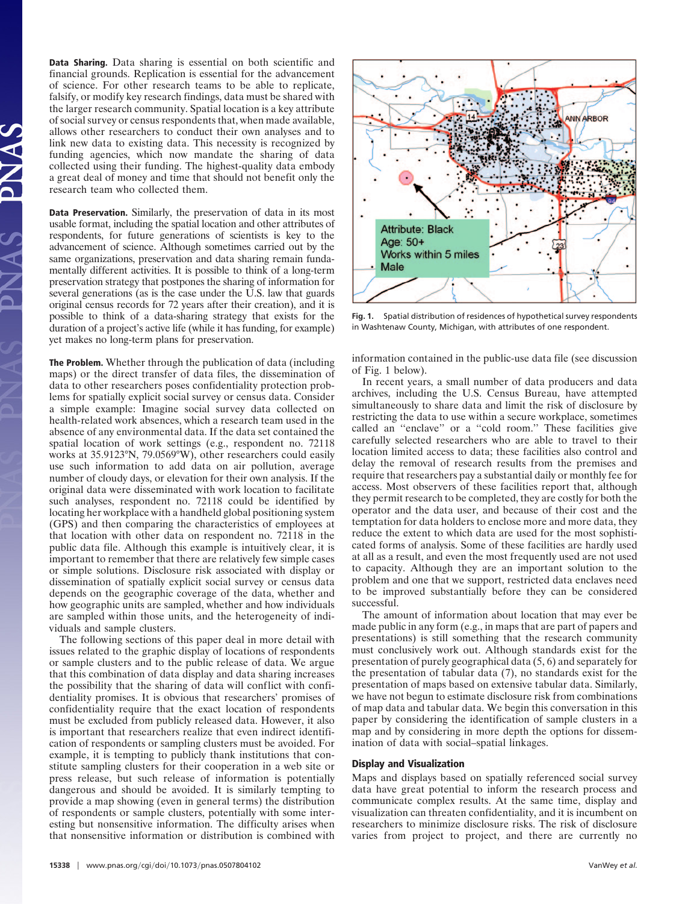**Data Sharing.** Data sharing is essential on both scientific and financial grounds. Replication is essential for the advancement of science. For other research teams to be able to replicate, falsify, or modify key research findings, data must be shared with the larger research community. Spatial location is a key attribute of social survey or census respondents that, when made available, allows other researchers to conduct their own analyses and to link new data to existing data. This necessity is recognized by funding agencies, which now mandate the sharing of data collected using their funding. The highest-quality data embody a great deal of money and time that should not benefit only the research team who collected them.

**Data Preservation.** Similarly, the preservation of data in its most usable format, including the spatial location and other attributes of respondents, for future generations of scientists is key to the advancement of science. Although sometimes carried out by the same organizations, preservation and data sharing remain fundamentally different activities. It is possible to think of a long-term preservation strategy that postpones the sharing of information for several generations (as is the case under the U.S. law that guards original census records for 72 years after their creation), and it is possible to think of a data-sharing strategy that exists for the duration of a project's active life (while it has funding, for example) yet makes no long-term plans for preservation.

**The Problem.** Whether through the publication of data (including maps) or the direct transfer of data files, the dissemination of data to other researchers poses confidentiality protection problems for spatially explicit social survey or census data. Consider a simple example: Imagine social survey data collected on health-related work absences, which a research team used in the absence of any environmental data. If the data set contained the spatial location of work settings (e.g., respondent no. 72118 works at 35.9123°N, 79.0569°W), other researchers could easily use such information to add data on air pollution, average number of cloudy days, or elevation for their own analysis. If the original data were disseminated with work location to facilitate such analyses, respondent no. 72118 could be identified by locating her workplace with a handheld global positioning system (GPS) and then comparing the characteristics of employees at that location with other data on respondent no. 72118 in the public data file. Although this example is intuitively clear, it is important to remember that there are relatively few simple cases or simple solutions. Disclosure risk associated with display or dissemination of spatially explicit social survey or census data depends on the geographic coverage of the data, whether and how geographic units are sampled, whether and how individuals are sampled within those units, and the heterogeneity of individuals and sample clusters.

The following sections of this paper deal in more detail with issues related to the graphic display of locations of respondents or sample clusters and to the public release of data. We argue that this combination of data display and data sharing increases the possibility that the sharing of data will conflict with confidentiality promises. It is obvious that researchers' promises of confidentiality require that the exact location of respondents must be excluded from publicly released data. However, it also is important that researchers realize that even indirect identification of respondents or sampling clusters must be avoided. For example, it is tempting to publicly thank institutions that constitute sampling clusters for their cooperation in a web site or press release, but such release of information is potentially dangerous and should be avoided. It is similarly tempting to provide a map showing (even in general terms) the distribution of respondents or sample clusters, potentially with some interesting but nonsensitive information. The difficulty arises when that nonsensitive information or distribution is combined with information contained in the public-use data file (see discussion of Fig. 1 below).

ANN ARBOR

14

94

23

Attribute: Black
Age: 50+
Works within 5 miles
Male

Fig. 1. Spatial distribution of residences of hypothetical survey respondents in Washtenaw County, Michigan, with attributes of one respondent.

In recent years, a small number of data producers and data archives, including the U.S. Census Bureau, have attempted simultaneously to share data and limit the risk of disclosure by restricting the data to use within a secure workplace, sometimes called an "enclave" or a "cold room." These facilities give carefully selected researchers who are able to travel to their location limited access to data; these facilities also control and delay the removal of research results from the premises and require that researchers pay a substantial daily or monthly fee for access. Most observers of these facilities report that, although they permit research to be completed, they are costly for both the operator and the data user, and because of their cost and the temptation for data holders to enclose more and more data, they reduce the extent to which data are used for the most sophisticated forms of analysis. Some of these facilities are hardly used at all as a result, and even the most frequently used are not used to capacity. Although they are an important solution to the problem and one that we support, restricted data enclaves need to be improved substantially before they can be considered successful.

The amount of information about location that may ever be made public in any form (e.g., in maps that are part of papers and presentations) is still something that the research community must conclusively work out. Although standards exist for the presentation of purely geographical data (5, 6) and separately for the presentation of tabular data (7), no standards exist for the presentation of maps based on extensive tabular data. Similarly, we have not begun to estimate disclosure risk from combinations of map data and tabular data. We begin this conversation in this paper by considering the identification of sample clusters in a map and by considering in more depth the options for dissemination of data with social–spatial linkages.

## Display and Visualization

Maps and displays based on spatially referenced social survey data have great potential to inform the research process and communicate complex results. At the same time, display and visualization can threaten confidentiality, and it is incumbent on researchers to minimize disclosure risks. The risk of disclosure varies from project to project, and there are currently no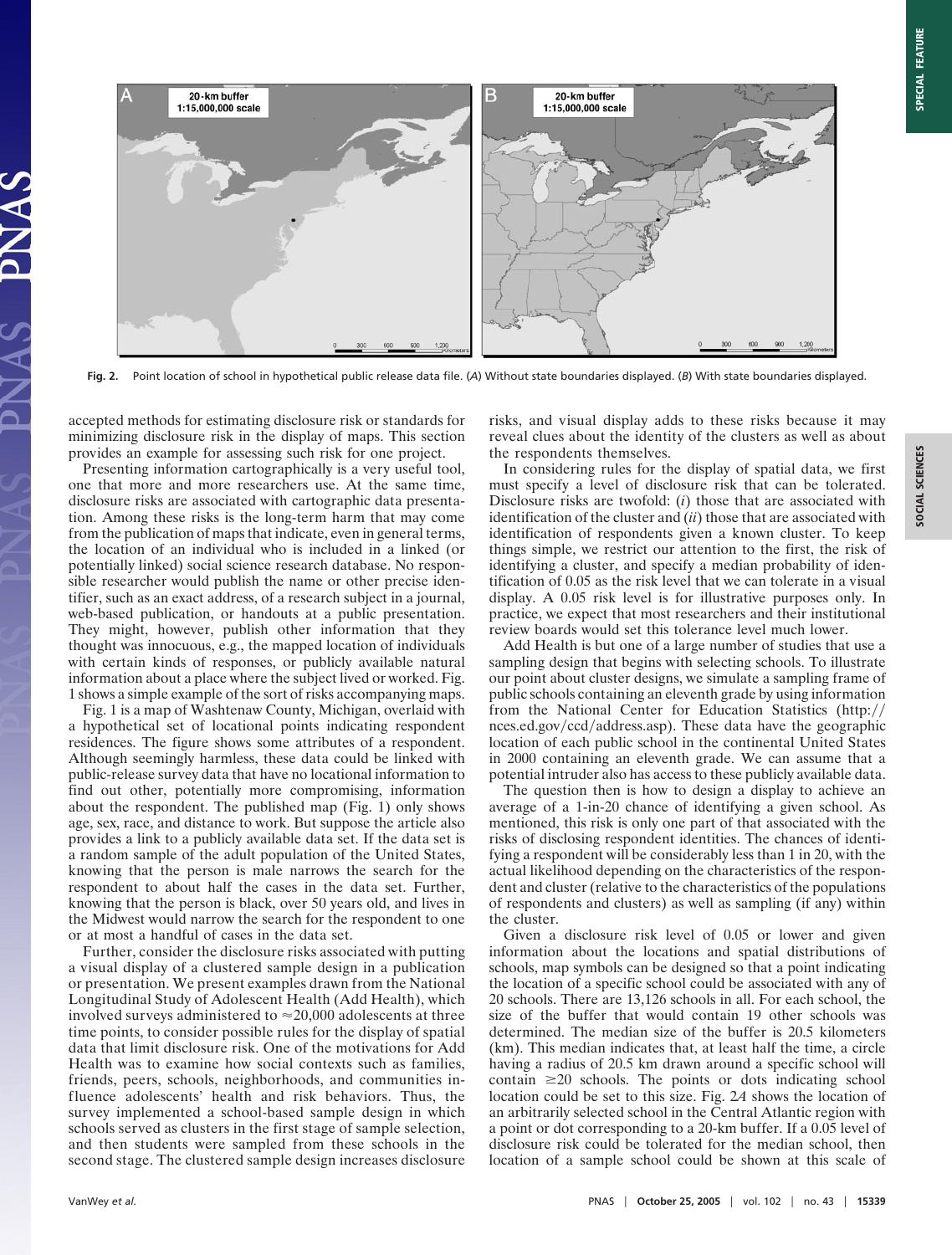A
20-km buffer
1:15,000,000 scale
0 300 600 900 1,200
Kilometers

B
20-km buffer
1:15,000,000 scale
0 300 600 900 1,200
Kilometers

**Fig. 2.** Point location of school in hypothetical public release data file. (*A*) Without state boundaries displayed. (*B*) With state boundaries displayed.

accepted methods for estimating disclosure risk or standards for minimizing disclosure risk in the display of maps. This section provides an example for assessing such risk for one project.

Presenting information cartographically is a very useful tool, one that more and more researchers use. At the same time, disclosure risks are associated with cartographic data presentation. Among these risks is the long-term harm that may come from the publication of maps that indicate, even in general terms, the location of an individual who is included in a linked (or potentially linked) social science research database. No responsible researcher would publish the name or other precise identifier, such as an exact address, of a research subject in a journal, web-based publication, or handouts at a public presentation. They might, however, publish other information that they thought was innocuous, e.g., the mapped location of individuals with certain kinds of responses, or publicly available natural information about a place where the subject lived or worked. Fig. 1 shows a simple example of the sort of risks accompanying maps.

Fig. 1 is a map of Washtenaw County, Michigan, overlaid with a hypothetical set of locational points indicating respondent residences. The figure shows some attributes of a respondent. Although seemingly harmless, these data could be linked with public-release survey data that have no locational information to find out other, potentially more compromising, information about the respondent. The published map (Fig. 1) only shows age, sex, race, and distance to work. But suppose the article also provides a link to a publicly available data set. If the data set is a random sample of the adult population of the United States, knowing that the person is male narrows the search for the respondent to about half the cases in the data set. Further, knowing that the person is black, over 50 years old, and lives in the Midwest would narrow the search for the respondent to one or at most a handful of cases in the data set.

Further, consider the disclosure risks associated with putting a visual display of a clustered sample design in a publication or presentation. We present examples drawn from the National Longitudinal Study of Adolescent Health (Add Health), which involved surveys administered to $\approx$20,000 adolescents at three time points, to consider possible rules for the display of spatial data that limit disclosure risk. One of the motivations for Add Health was to examine how social contexts such as families, friends, peers, schools, neighborhoods, and communities influence adolescents' health and risk behaviors. Thus, the survey implemented a school-based sample design in which schools served as clusters in the first stage of sample selection, and then students were sampled from these schools in the second stage. The clustered sample design increases disclosure risks, and visual display adds to these risks because it may reveal clues about the identity of the clusters as well as about the respondents themselves.

In considering rules for the display of spatial data, we first must specify a level of disclosure risk that can be tolerated. Disclosure risks are twofold: (*i*) those that are associated with identification of the cluster and (*ii*) those that are associated with identification of respondents given a known cluster. To keep things simple, we restrict our attention to the first, the risk of identifying a cluster, and specify a median probability of identification of 0.05 as the risk level that we can tolerate in a visual display. A 0.05 risk level is for illustrative purposes only. In practice, we expect that most researchers and their institutional review boards would set this tolerance level much lower.

Add Health is but one of a large number of studies that use a sampling design that begins with selecting schools. To illustrate our point about cluster designs, we simulate a sampling frame of public schools containing an eleventh grade by using information from the National Center for Education Statistics (http://nces.ed.gov/ccd/address.asp). These data have the geographic location of each public school in the continental United States in 2000 containing an eleventh grade. We can assume that a potential intruder also has access to these publicly available data.

The question then is how to design a display to achieve an average of a 1-in-20 chance of identifying a given school. As mentioned, this risk is only one part of that associated with the risks of disclosing respondent identities. The chances of identifying a respondent will be considerably less than 1 in 20, with the actual likelihood depending on the characteristics of the respondent and cluster (relative to the characteristics of the populations of respondents and clusters) as well as sampling (if any) within the cluster.

Given a disclosure risk level of 0.05 or lower and given information about the locations and spatial distributions of schools, map symbols can be designed so that a point indicating the location of a specific school could be associated with any of 20 schools. There are 13,126 schools in all. For each school, the size of the buffer that would contain 19 other schools was determined. The median size of the buffer is 20.5 kilometers (km). This median indicates that, at least half the time, a circle having a radius of 20.5 km drawn around a specific school will contain $\geq$20 schools. The points or dots indicating school location could be set to this size. Fig. 2*A* shows the location of an arbitrarily selected school in the Central Atlantic region with a point or dot corresponding to a 20-km buffer. If a 0.05 level of disclosure risk could be tolerated for the median school, then location of a sample school could be shown at this scale of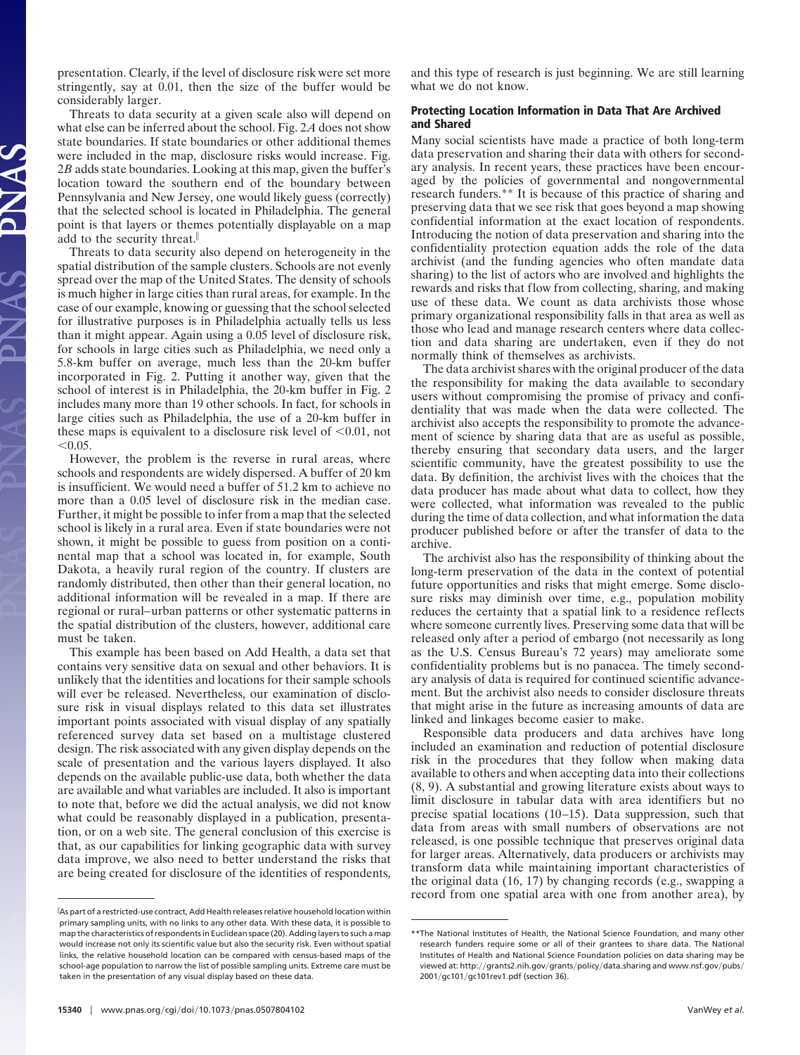presentation. Clearly, if the level of disclosure risk were set more stringently, say at 0.01, then the size of the buffer would be considerably larger.

Threats to data security at a given scale also will depend on what else can be inferred about the school. Fig. 2*A* does not show state boundaries. If state boundaries or other additional themes were included in the map, disclosure risks would increase. Fig. 2*B* adds state boundaries. Looking at this map, given the buffer's location toward the southern end of the boundary between Pennsylvania and New Jersey, one would likely guess (correctly) that the selected school is located in Philadelphia. The general point is that layers or themes potentially displayable on a map add to the security threat.[‖]

Threats to data security also depend on heterogeneity in the spatial distribution of the sample clusters. Schools are not evenly spread over the map of the United States. The density of schools is much higher in large cities than rural areas, for example. In the case of our example, knowing or guessing that the school selected for illustrative purposes is in Philadelphia actually tells us less than it might appear. Again using a 0.05 level of disclosure risk, for schools in large cities such as Philadelphia, we need only a 5.8-km buffer on average, much less than the 20-km buffer incorporated in Fig. 2. Putting it another way, given that the school of interest is in Philadelphia, the 20-km buffer in Fig. 2 includes many more than 19 other schools. In fact, for schools in large cities such as Philadelphia, the use of a 20-km buffer in these maps is equivalent to a disclosure risk level of $<0.01$, not $<0.05$.

However, the problem is the reverse in rural areas, where schools and respondents are widely dispersed. A buffer of 20 km is insufficient. We would need a buffer of 51.2 km to achieve no more than a 0.05 level of disclosure risk in the median case. Further, it might be possible to infer from a map that the selected school is likely in a rural area. Even if state boundaries were not shown, it might be possible to guess from position on a continental map that a school was located in, for example, South Dakota, a heavily rural region of the country. If clusters are randomly distributed, then other than their general location, no additional information will be revealed in a map. If there are regional or rural–urban patterns or other systematic patterns in the spatial distribution of the clusters, however, additional care must be taken.

This example has been based on Add Health, a data set that contains very sensitive data on sexual and other behaviors. It is unlikely that the identities and locations for their sample schools will ever be released. Nevertheless, our examination of disclosure risk in visual displays related to this data set illustrates important points associated with visual display of any spatially referenced survey data set based on a multistage clustered design. The risk associated with any given display depends on the scale of presentation and the various layers displayed. It also depends on the available public-use data, both whether the data are available and what variables are included. It also is important to note that, before we did the actual analysis, we did not know what could be reasonably displayed in a publication, presentation, or on a web site. The general conclusion of this exercise is that, as our capabilities for linking geographic data with survey data improve, we also need to better understand the risks that are being created for disclosure of the identities of respondents, and this type of research is just beginning. We are still learning what we do not know.

### Protecting Location Information in Data That Are Archived and Shared

Many social scientists have made a practice of both long-term data preservation and sharing their data with others for secondary analysis. In recent years, these practices have been encouraged by the policies of governmental and nongovernmental research funders.[**] It is because of this practice of sharing and preserving data that we see risk that goes beyond a map showing confidential information at the exact location of respondents. Introducing the notion of data preservation and sharing into the confidentiality protection equation adds the role of the data archivist (and the funding agencies who often mandate data sharing) to the list of actors who are involved and highlights the rewards and risks that flow from collecting, sharing, and making use of these data. We count as data archivists those whose primary organizational responsibility falls in that area as well as those who lead and manage research centers where data collection and data sharing are undertaken, even if they do not normally think of themselves as archivists.

The data archivist shares with the original producer of the data the responsibility for making the data available to secondary users without compromising the promise of privacy and confidentiality that was made when the data were collected. The archivist also accepts the responsibility to promote the advancement of science by sharing data that are as useful as possible, thereby ensuring that secondary data users, and the larger scientific community, have the greatest possibility to use the data. By definition, the archivist lives with the choices that the data producer has made about what data to collect, how they were collected, what information was revealed to the public during the time of data collection, and what information the data producer published before or after the transfer of data to the archive.

The archivist also has the responsibility of thinking about the long-term preservation of the data in the context of potential future opportunities and risks that might emerge. Some disclosure risks may diminish over time, e.g., population mobility reduces the certainty that a spatial link to a residence reflects where someone currently lives. Preserving some data that will be released only after a period of embargo (not necessarily as long as the U.S. Census Bureau's 72 years) may ameliorate some confidentiality problems but is no panacea. The timely secondary analysis of data is required for continued scientific advancement. But the archivist also needs to consider disclosure threats that might arise in the future as increasing amounts of data are linked and linkages become easier to make.

Responsible data producers and data archives have long included an examination and reduction of potential disclosure risk in the procedures that they follow when making data available to others and when accepting data into their collections (8, 9). A substantial and growing literature exists about ways to limit disclosure in tabular data with area identifiers but no precise spatial locations (10–15). Data suppression, such that data from areas with small numbers of observations are not released, is one possible technique that preserves original data for larger areas. Alternatively, data producers or archivists may transform data while maintaining important characteristics of the original data (16, 17) by changing records (e.g., swapping a record from one spatial area with one from another area), by

---

‖As part of a restricted-use contract, Add Health releases relative household location within primary sampling units, with no links to any other data. With these data, it is possible to map the characteristics of respondents in Euclidean space (20). Adding layers to such a map would increase not only its scientific value but also the security risk. Even without spatial links, the relative household location can be compared with census-based maps of the school-age population to narrow the list of possible sampling units. Extreme care must be taken in the presentation of any visual display based on these data.

**The National Institutes of Health, the National Science Foundation, and many other research funders require some or all of their grantees to share data. The National Institutes of Health and National Science Foundation policies on data sharing may be viewed at: http://grants2.nih.gov/grants/policy/data_sharing and www.nsf.gov/pubs/2001/gc101/gc101rev1.pdf (section 36).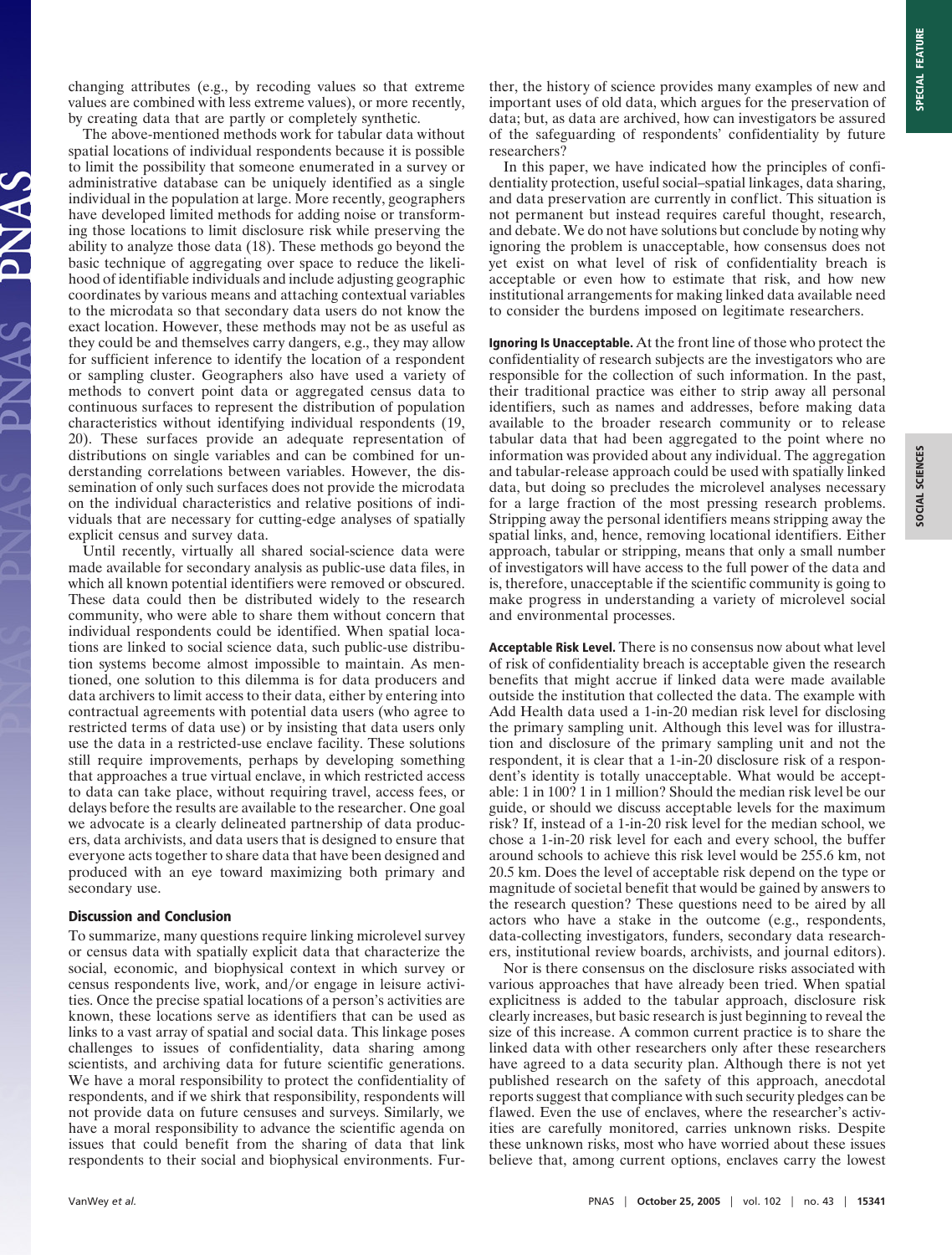changing attributes (e.g., by recoding values so that extreme values are combined with less extreme values), or more recently, by creating data that are partly or completely synthetic.

The above-mentioned methods work for tabular data without spatial locations of individual respondents because it is possible to limit the possibility that someone enumerated in a survey or administrative database can be uniquely identified as a single individual in the population at large. More recently, geographers have developed limited methods for adding noise or transforming those locations to limit disclosure risk while preserving the ability to analyze those data (18). These methods go beyond the basic technique of aggregating over space to reduce the likelihood of identifiable individuals and include adjusting geographic coordinates by various means and attaching contextual variables to the microdata so that secondary data users do not know the exact location. However, these methods may not be as useful as they could be and themselves carry dangers, e.g., they may allow for sufficient inference to identify the location of a respondent or sampling cluster. Geographers also have used a variety of methods to convert point data or aggregated census data to continuous surfaces to represent the distribution of population characteristics without identifying individual respondents (19, 20). These surfaces provide an adequate representation of distributions on single variables and can be combined for understanding correlations between variables. However, the dissemination of only such surfaces does not provide the microdata on the individual characteristics and relative positions of individuals that are necessary for cutting-edge analyses of spatially explicit census and survey data.

Until recently, virtually all shared social-science data were made available for secondary analysis as public-use data files, in which all known potential identifiers were removed or obscured. These data could then be distributed widely to the research community, who were able to share them without concern that individual respondents could be identified. When spatial locations are linked to social science data, such public-use distribution systems become almost impossible to maintain. As mentioned, one solution to this dilemma is for data producers and data archivers to limit access to their data, either by entering into contractual agreements with potential data users (who agree to restricted terms of data use) or by insisting that data users only use the data in a restricted-use enclave facility. These solutions still require improvements, perhaps by developing something that approaches a true virtual enclave, in which restricted access to data can take place, without requiring travel, access fees, or delays before the results are available to the researcher. One goal we advocate is a clearly delineated partnership of data producers, data archivists, and data users that is designed to ensure that everyone acts together to share data that have been designed and produced with an eye toward maximizing both primary and secondary use.

## Discussion and Conclusion

To summarize, many questions require linking microlevel survey or census data with spatially explicit data that characterize the social, economic, and biophysical context in which survey or census respondents live, work, and/or engage in leisure activities. Once the precise spatial locations of a person's activities are known, these locations serve as identifiers that can be used as links to a vast array of spatial and social data. This linkage poses challenges to issues of confidentiality, data sharing among scientists, and archiving data for future scientific generations. We have a moral responsibility to protect the confidentiality of respondents, and if we shirk that responsibility, respondents will not provide data on future censuses and surveys. Similarly, we have a moral responsibility to advance the scientific agenda on issues that could benefit from the sharing of data that link respondents to their social and biophysical environments. Further, the history of science provides many examples of new and important uses of old data, which argues for the preservation of data; but, as data are archived, how can investigators be assured of the safeguarding of respondents' confidentiality by future researchers?

In this paper, we have indicated how the principles of confidentiality protection, useful social–spatial linkages, data sharing, and data preservation are currently in conflict. This situation is not permanent but instead requires careful thought, research, and debate. We do not have solutions but conclude by noting why ignoring the problem is unacceptable, how consensus does not yet exist on what level of risk of confidentiality breach is acceptable or even how to estimate that risk, and how new institutional arrangements for making linked data available need to consider the burdens imposed on legitimate researchers.

**Ignoring Is Unacceptable.** At the front line of those who protect the confidentiality of research subjects are the investigators who are responsible for the collection of such information. In the past, their traditional practice was either to strip away all personal identifiers, such as names and addresses, before making data available to the broader research community or to release tabular data that had been aggregated to the point where no information was provided about any individual. The aggregation and tabular-release approach could be used with spatially linked data, but doing so precludes the microlevel analyses necessary for a large fraction of the most pressing research problems. Stripping away the personal identifiers means stripping away the spatial links, and, hence, removing locational identifiers. Either approach, tabular or stripping, means that only a small number of investigators will have access to the full power of the data and is, therefore, unacceptable if the scientific community is going to make progress in understanding a variety of microlevel social and environmental processes.

**Acceptable Risk Level.** There is no consensus now about what level of risk of confidentiality breach is acceptable given the research benefits that might accrue if linked data were made available outside the institution that collected the data. The example with Add Health data used a 1-in-20 median risk level for disclosing the primary sampling unit. Although this level was for illustration and disclosure of the primary sampling unit and not the respondent, it is clear that a 1-in-20 disclosure risk of a respondent's identity is totally unacceptable. What would be acceptable: 1 in 100? 1 in 1 million? Should the median risk level be our guide, or should we discuss acceptable levels for the maximum risk? If, instead of a 1-in-20 risk level for the median school, we chose a 1-in-20 risk level for each and every school, the buffer around schools to achieve this risk level would be 255.6 km, not 20.5 km. Does the level of acceptable risk depend on the type or magnitude of societal benefit that would be gained by answers to the research question? These questions need to be aired by all actors who have a stake in the outcome (e.g., respondents, data-collecting investigators, funders, secondary data researchers, institutional review boards, archivists, and journal editors).

Nor is there consensus on the disclosure risks associated with various approaches that have already been tried. When spatial explicitness is added to the tabular approach, disclosure risk clearly increases, but basic research is just beginning to reveal the size of this increase. A common current practice is to share the linked data with other researchers only after these researchers have agreed to a data security plan. Although there is not yet published research on the safety of this approach, anecdotal reports suggest that compliance with such security pledges can be flawed. Even the use of enclaves, where the researcher's activities are carefully monitored, carries unknown risks. Despite these unknown risks, most who have worried about these issues believe that, among current options, enclaves carry the lowest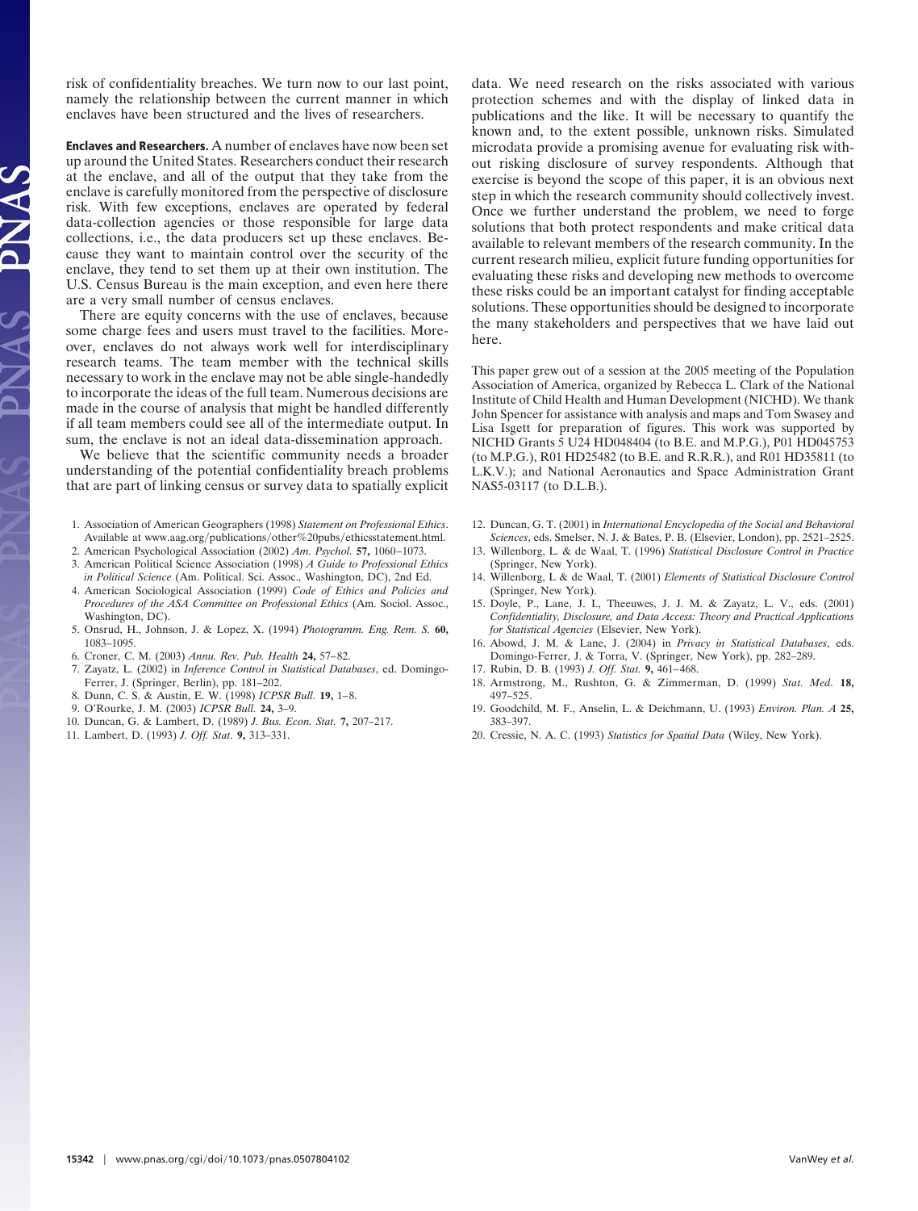risk of confidentiality breaches. We turn now to our last point, namely the relationship between the current manner in which enclaves have been structured and the lives of researchers.

**Enclaves and Researchers.** A number of enclaves have now been set up around the United States. Researchers conduct their research at the enclave, and all of the output that they take from the enclave is carefully monitored from the perspective of disclosure risk. With few exceptions, enclaves are operated by federal data-collection agencies or those responsible for large data collections, i.e., the data producers set up these enclaves. Because they want to maintain control over the security of the enclave, they tend to set them up at their own institution. The U.S. Census Bureau is the main exception, and even here there are a very small number of census enclaves.

There are equity concerns with the use of enclaves, because some charge fees and users must travel to the facilities. Moreover, enclaves do not always work well for interdisciplinary research teams. The team member with the technical skills necessary to work in the enclave may not be able single-handedly to incorporate the ideas of the full team. Numerous decisions are made in the course of analysis that might be handled differently if all team members could see all of the intermediate output. In sum, the enclave is not an ideal data-dissemination approach.

We believe that the scientific community needs a broader understanding of the potential confidentiality breach problems that are part of linking census or survey data to spatially explicit data. We need research on the risks associated with various protection schemes and with the display of linked data in publications and the like. It will be necessary to quantify the known and, to the extent possible, unknown risks. Simulated microdata provide a promising avenue for evaluating risk without risking disclosure of survey respondents. Although that exercise is beyond the scope of this paper, it is an obvious next step in which the research community should collectively invest. Once we further understand the problem, we need to forge solutions that both protect respondents and make critical data available to relevant members of the research community. In the current research milieu, explicit future funding opportunities for evaluating these risks and developing new methods to overcome these risks could be an important catalyst for finding acceptable solutions. These opportunities should be designed to incorporate the many stakeholders and perspectives that we have laid out here.

This paper grew out of a session at the 2005 meeting of the Population Association of America, organized by Rebecca L. Clark of the National Institute of Child Health and Human Development (NICHD). We thank John Spencer for assistance with analysis and maps and Tom Swasey and Lisa Isgett for preparation of figures. This work was supported by NICHD Grants 5 U24 HD048404 (to B.E. and M.P.G.), P01 HD045753 (to M.P.G.), R01 HD25482 (to B.E. and R.R.R.), and R01 HD35811 (to L.K.V.); and National Aeronautics and Space Administration Grant NAS5-03117 (to D.L.B.).

1. Association of American Geographers (1998) *Statement on Professional Ethics*. Available at www.aag.org/publications/other%20pubs/ethicsstatement.html.
2. American Psychological Association (2002) *Am. Psychol.* **57,** 1060–1073.
3. American Political Science Association (1998) *A Guide to Professional Ethics in Political Science* (Am. Political. Sci. Assoc., Washington, DC), 2nd Ed.
4. American Sociological Association (1999) *Code of Ethics and Policies and Procedures of the ASA Committee on Professional Ethics* (Am. Sociol. Assoc., Washington, DC).
5. Onsrud, H., Johnson, J. & Lopez, X. (1994) *Photogramm. Eng. Rem. S.* **60,** 1083–1095.
6. Croner, C. M. (2003) *Annu. Rev. Pub. Health* **24,** 57–82.
7. Zayatz, L. (2002) in *Inference Control in Statistical Databases*, ed. Domingo-Ferrer, J. (Springer, Berlin), pp. 181–202.
8. Dunn, C. S. & Austin, E. W. (1998) *ICPSR Bull.* **19,** 1–8.
9. O'Rourke, J. M. (2003) *ICPSR Bull.* **24,** 3–9.
10. Duncan, G. & Lambert, D. (1989) *J. Bus. Econ. Stat.* **7,** 207–217.
11. Lambert, D. (1993) *J. Off. Stat.* **9,** 313–331.
12. Duncan, G. T. (2001) in *International Encyclopedia of the Social and Behavioral Sciences*, eds. Smelser, N. J. & Bates, P. B. (Elsevier, London), pp. 2521–2525.
13. Willenborg, L. & de Waal, T. (1996) *Statistical Disclosure Control in Practice* (Springer, New York).
14. Willenborg, L & de Waal, T. (2001) *Elements of Statistical Disclosure Control* (Springer, New York).
15. Doyle, P., Lane, J. I., Theeuwes, J. J. M. & Zayatz, L. V., eds. (2001) *Confidentiality, Disclosure, and Data Access: Theory and Practical Applications for Statistical Agencies* (Elsevier, New York).
16. Abowd, J. M. & Lane, J. (2004) in *Privacy in Statistical Databases*, eds. Domingo-Ferrer, J. & Torra, V. (Springer, New York), pp. 282–289.
17. Rubin, D. B. (1993) *J. Off. Stat.* **9,** 461–468.
18. Armstrong, M., Rushton, G. & Zimmerman, D. (1999) *Stat. Med.* **18,** 497–525.
19. Goodchild, M. F., Anselin, L. & Deichmann, U. (1993) *Environ. Plan. A* **25,** 383–397.
20. Cressie, N. A. C. (1993) *Statistics for Spatial Data* (Wiley, New York).